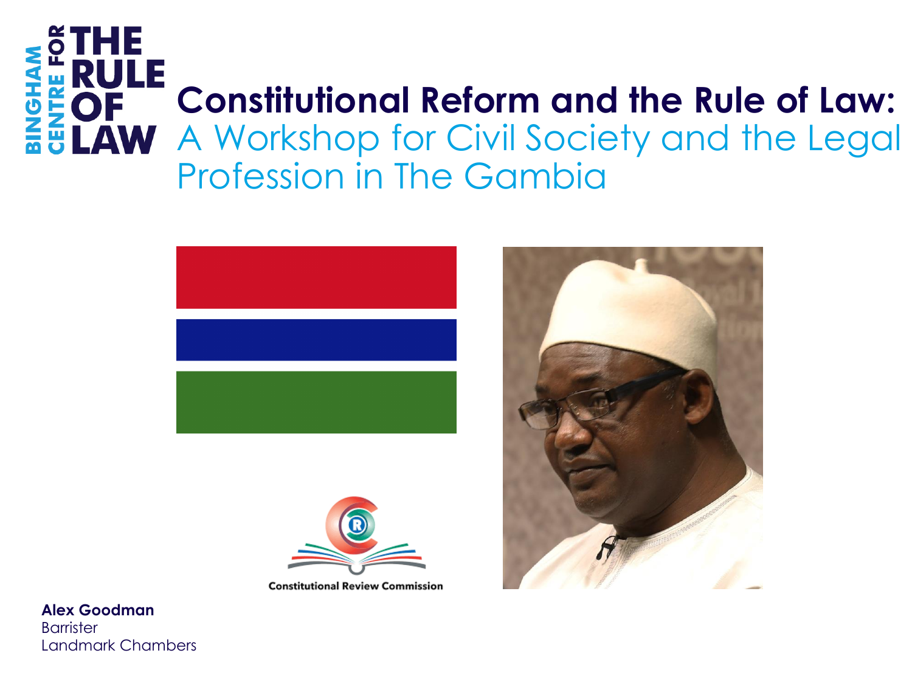BINGHAM CENTRE FOR THE RULE OF LAW

# Constitutional Reform and the Rule of Law:

## A Workshop for Civil Society and the Legal Profession in The Gambia

Constitutional Review Commission

**Alex Goodman**
Barrister
Landmark Chambers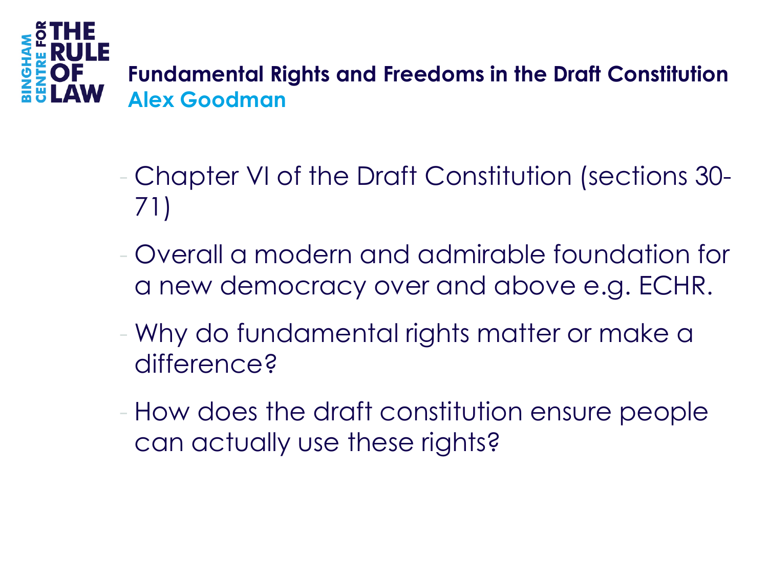## Fundamental Rights and Freedoms in the Draft Constitution

**Alex Goodman**

- Chapter VI of the Draft Constitution (sections 30-71)
- Overall a modern and admirable foundation for a new democracy over and above e.g. ECHR.
- Why do fundamental rights matter or make a difference?
- How does the draft constitution ensure people can actually use these rights?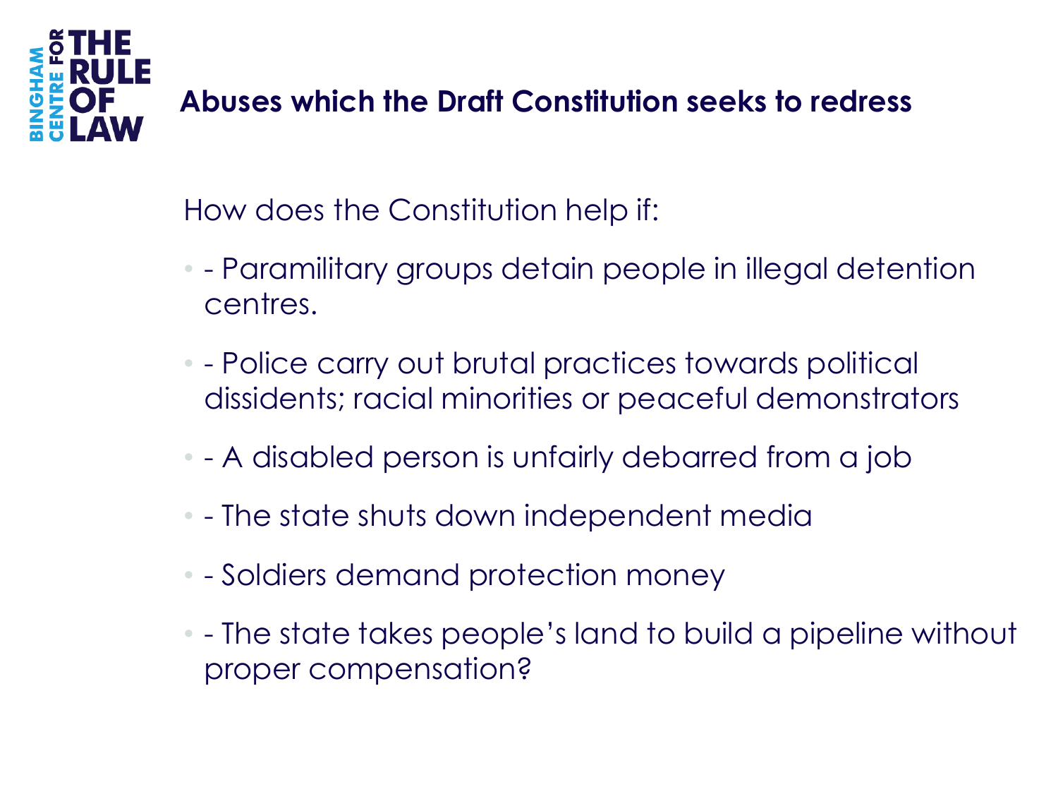## Abuses which the Draft Constitution seeks to redress

How does the Constitution help if:

- - Paramilitary groups detain people in illegal detention centres.
- - Police carry out brutal practices towards political dissidents; racial minorities or peaceful demonstrators
- - A disabled person is unfairly debarred from a job
- - The state shuts down independent media
- - Soldiers demand protection money
- - The state takes people's land to build a pipeline without proper compensation?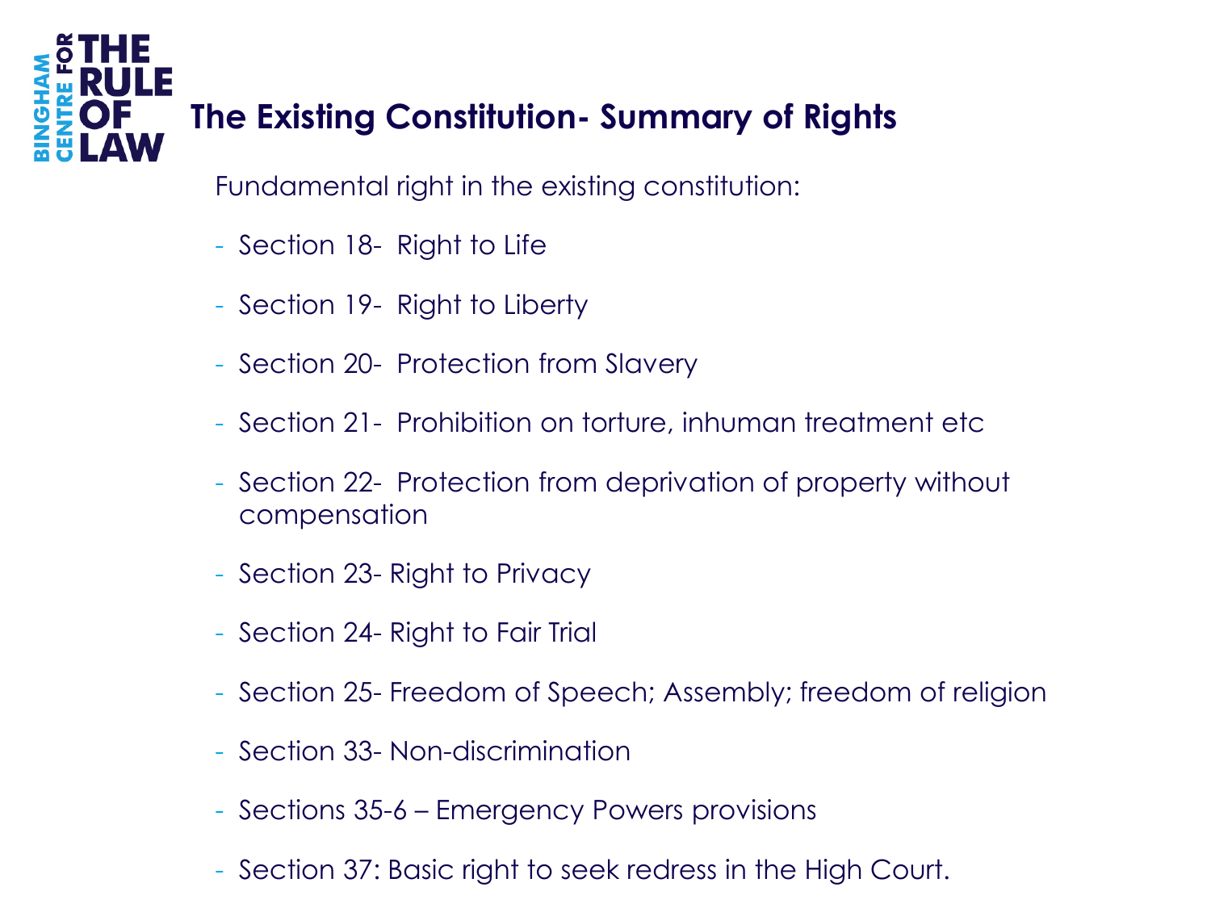# The Existing Constitution- Summary of Rights

Fundamental right in the existing constitution:

- Section 18- Right to Life
- Section 19- Right to Liberty
- Section 20- Protection from Slavery
- Section 21- Prohibition on torture, inhuman treatment etc
- Section 22- Protection from deprivation of property without compensation
- Section 23- Right to Privacy
- Section 24- Right to Fair Trial
- Section 25- Freedom of Speech; Assembly; freedom of religion
- Section 33- Non-discrimination
- Sections 35-6 – Emergency Powers provisions
- Section 37: Basic right to seek redress in the High Court.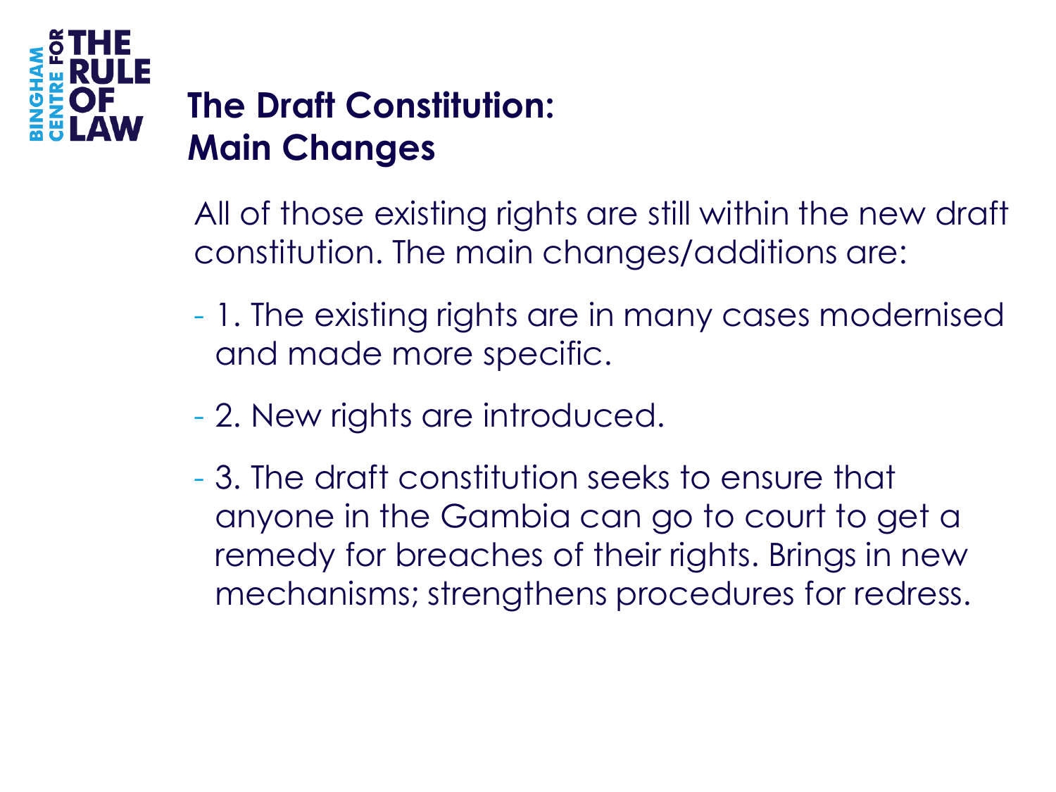# The Draft Constitution: Main Changes

All of those existing rights are still within the new draft constitution. The main changes/additions are:

- 1. The existing rights are in many cases modernised and made more specific.
- 2. New rights are introduced.
- 3. The draft constitution seeks to ensure that anyone in the Gambia can go to court to get a remedy for breaches of their rights. Brings in new mechanisms; strengthens procedures for redress.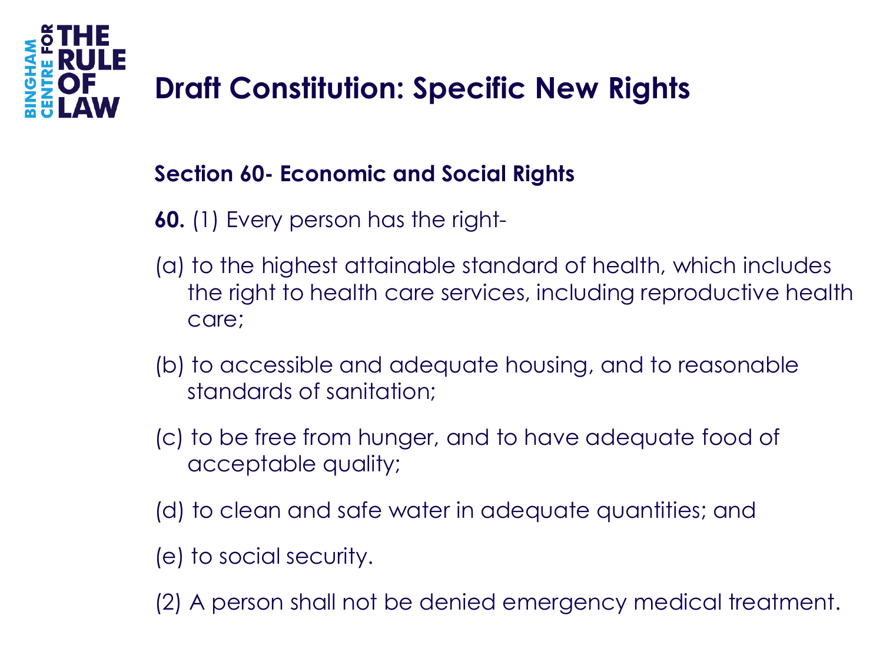# Draft Constitution: Specific New Rights

**Section 60- Economic and Social Rights**

**60.** (1) Every person has the right-

(a) to the highest attainable standard of health, which includes the right to health care services, including reproductive health care;

(b) to accessible and adequate housing, and to reasonable standards of sanitation;

(c) to be free from hunger, and to have adequate food of acceptable quality;

(d) to clean and safe water in adequate quantities; and

(e) to social security.

(2) A person shall not be denied emergency medical treatment.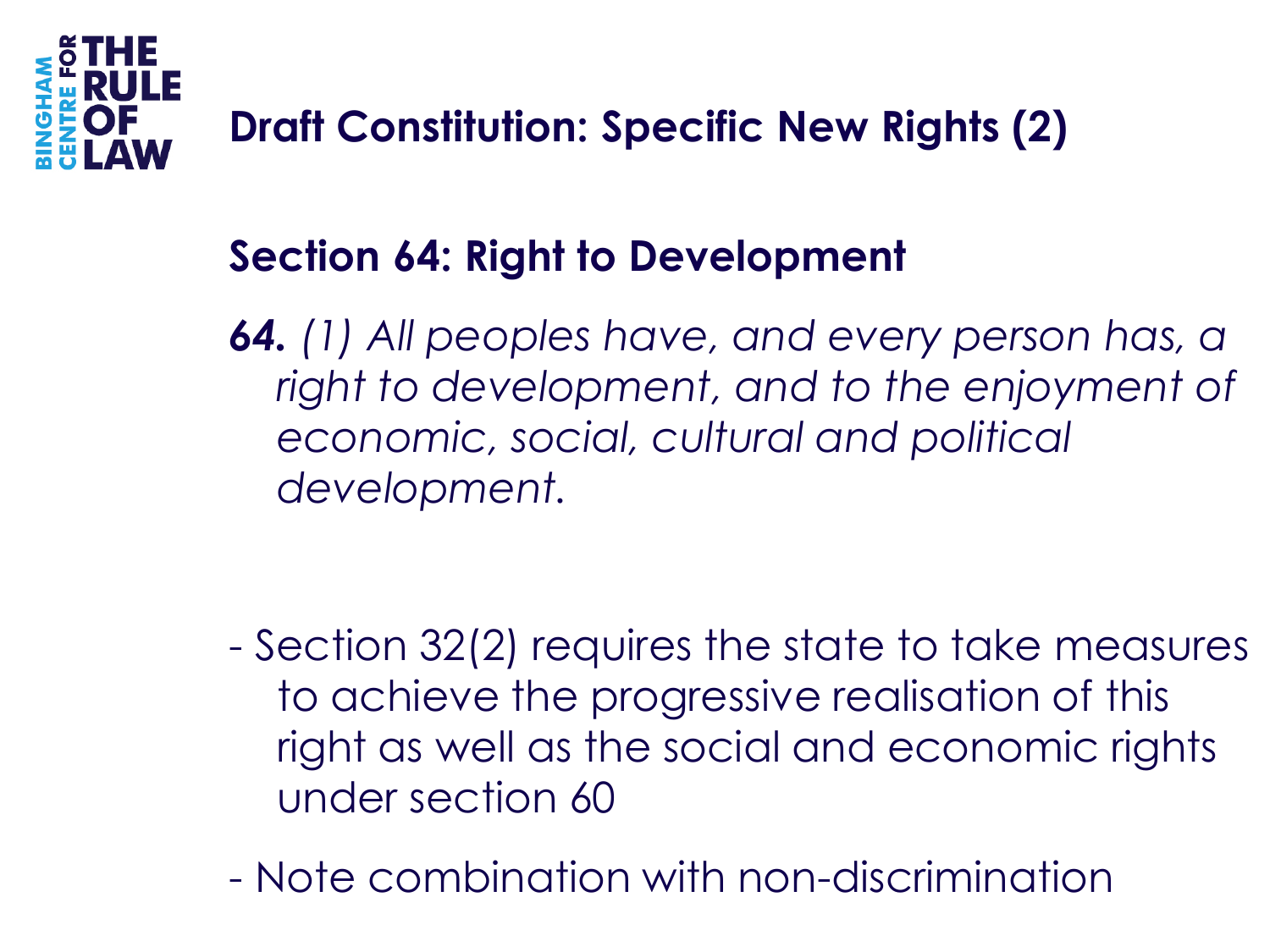## Draft Constitution: Specific New Rights (2)

### Section 64: Right to Development

**64.** *(1) All peoples have, and every person has, a right to development, and to the enjoyment of economic, social, cultural and political development.*

- Section 32(2) requires the state to take measures to achieve the progressive realisation of this right as well as the social and economic rights under section 60
- Note combination with non-discrimination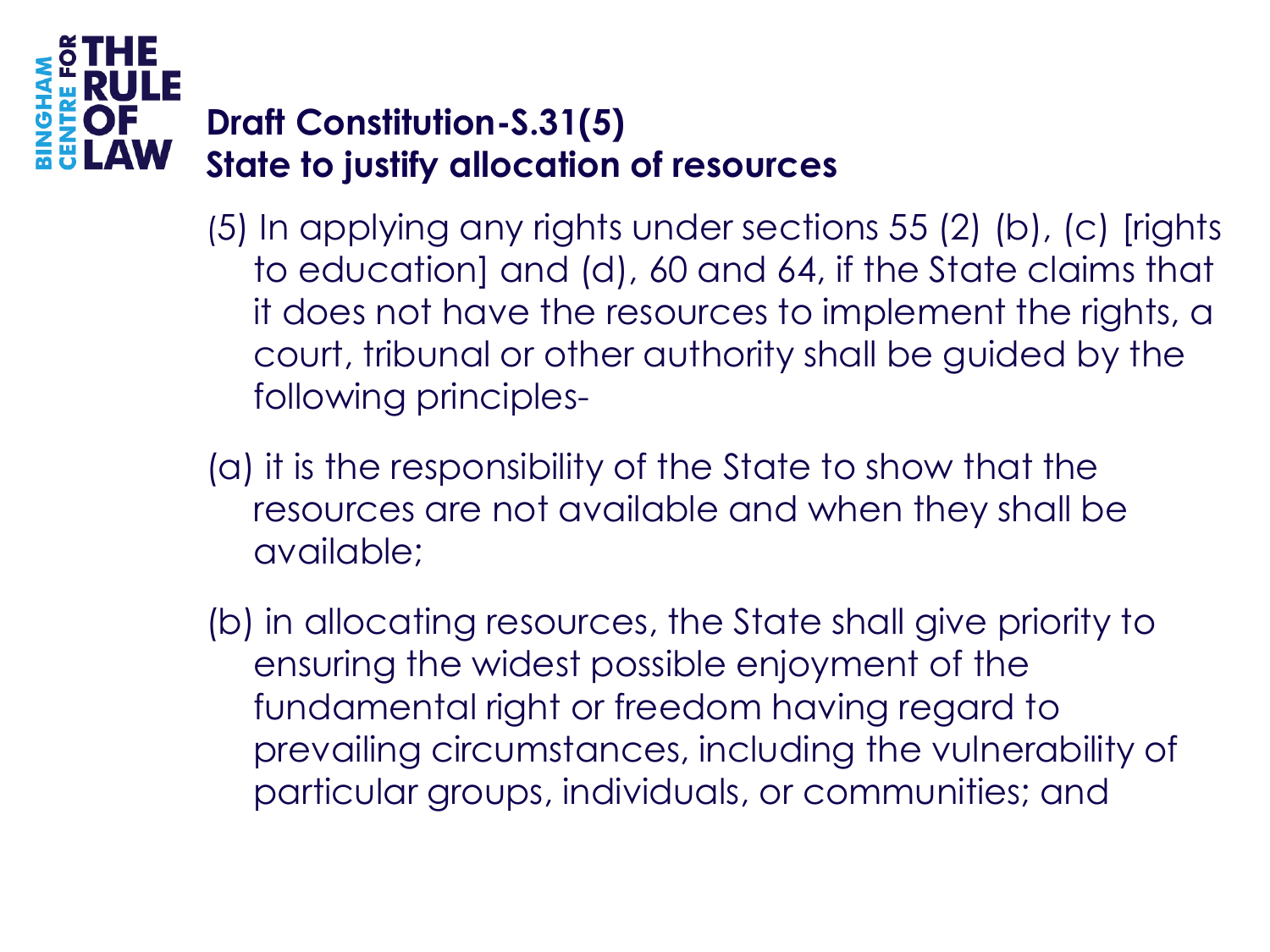## Draft Constitution-S.31(5)
## State to justify allocation of resources

(5) In applying any rights under sections 55 (2) (b), (c) [rights to education] and (d), 60 and 64, if the State claims that it does not have the resources to implement the rights, a court, tribunal or other authority shall be guided by the following principles-

(a) it is the responsibility of the State to show that the resources are not available and when they shall be available;

(b) in allocating resources, the State shall give priority to ensuring the widest possible enjoyment of the fundamental right or freedom having regard to prevailing circumstances, including the vulnerability of particular groups, individuals, or communities; and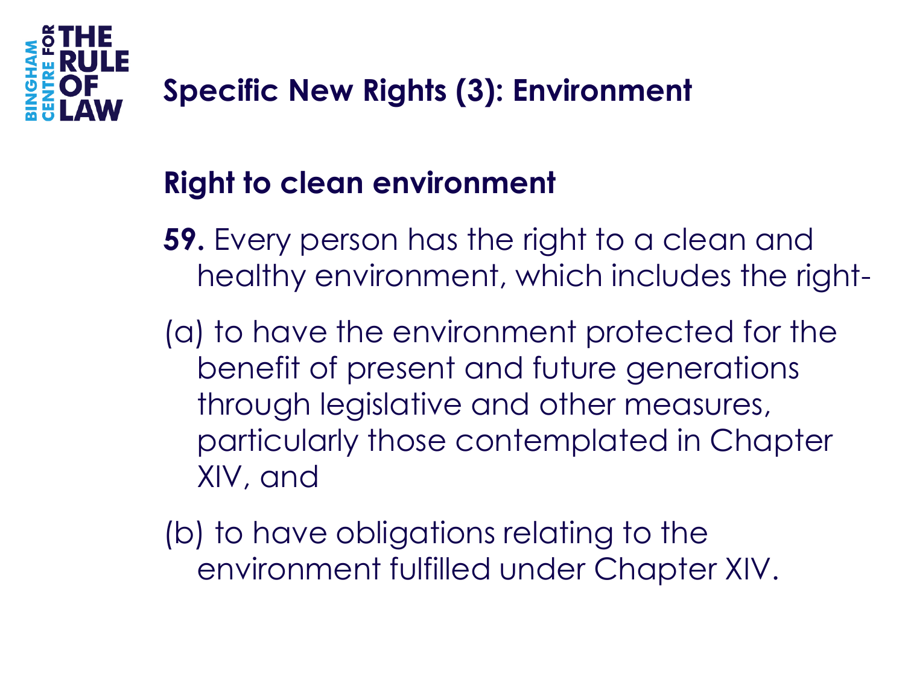# Specific New Rights (3): Environment

## Right to clean environment

**59.** Every person has the right to a clean and healthy environment, which includes the right-

(a) to have the environment protected for the benefit of present and future generations through legislative and other measures, particularly those contemplated in Chapter XIV, and

(b) to have obligations relating to the environment fulfilled under Chapter XIV.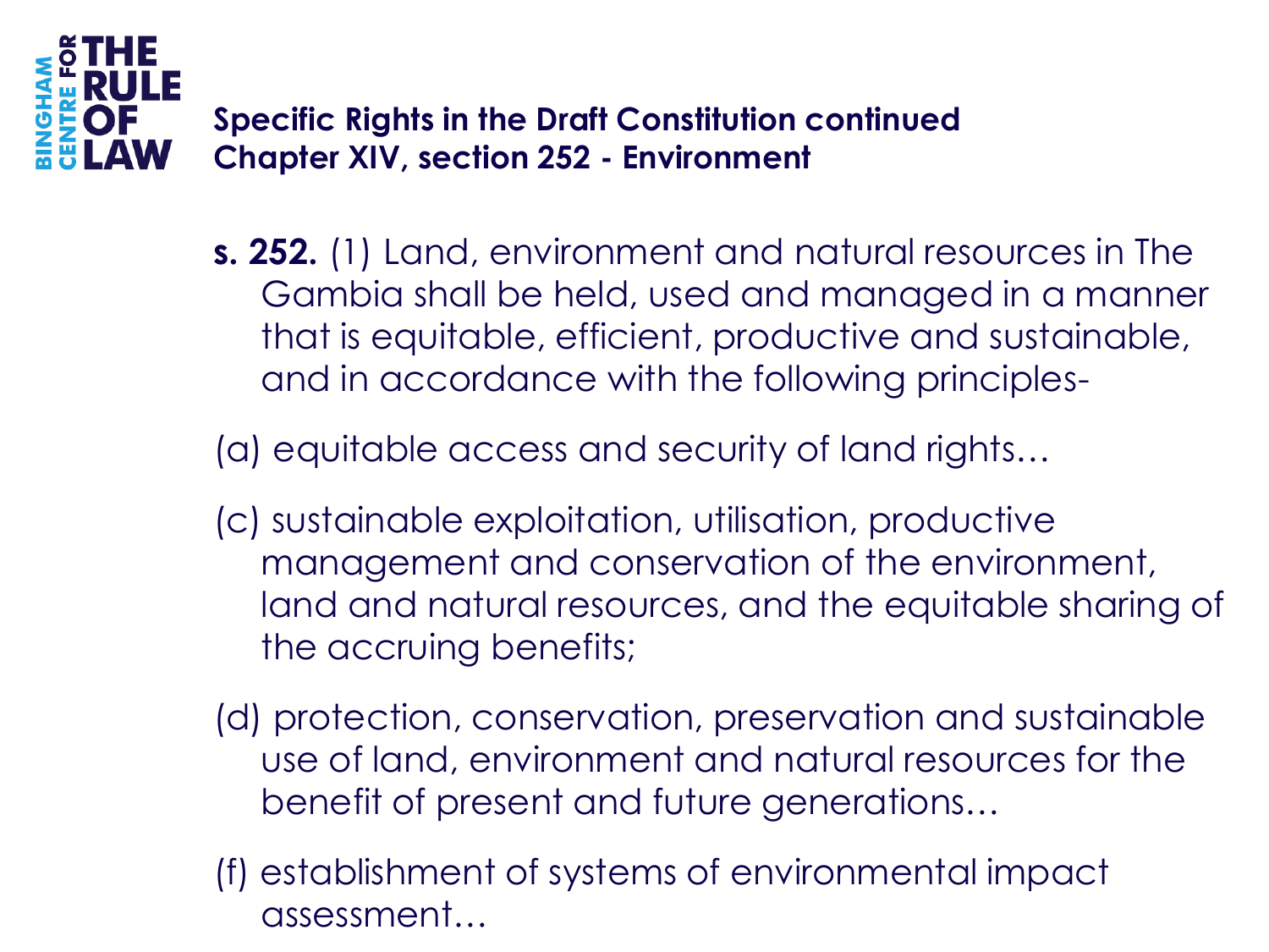## Specific Rights in the Draft Constitution continued
## Chapter XIV, section 252 - Environment

**s. 252.** (1) Land, environment and natural resources in The Gambia shall be held, used and managed in a manner that is equitable, efficient, productive and sustainable, and in accordance with the following principles-

(a) equitable access and security of land rights…

(c) sustainable exploitation, utilisation, productive management and conservation of the environment, land and natural resources, and the equitable sharing of the accruing benefits;

(d) protection, conservation, preservation and sustainable use of land, environment and natural resources for the benefit of present and future generations…

(f) establishment of systems of environmental impact assessment…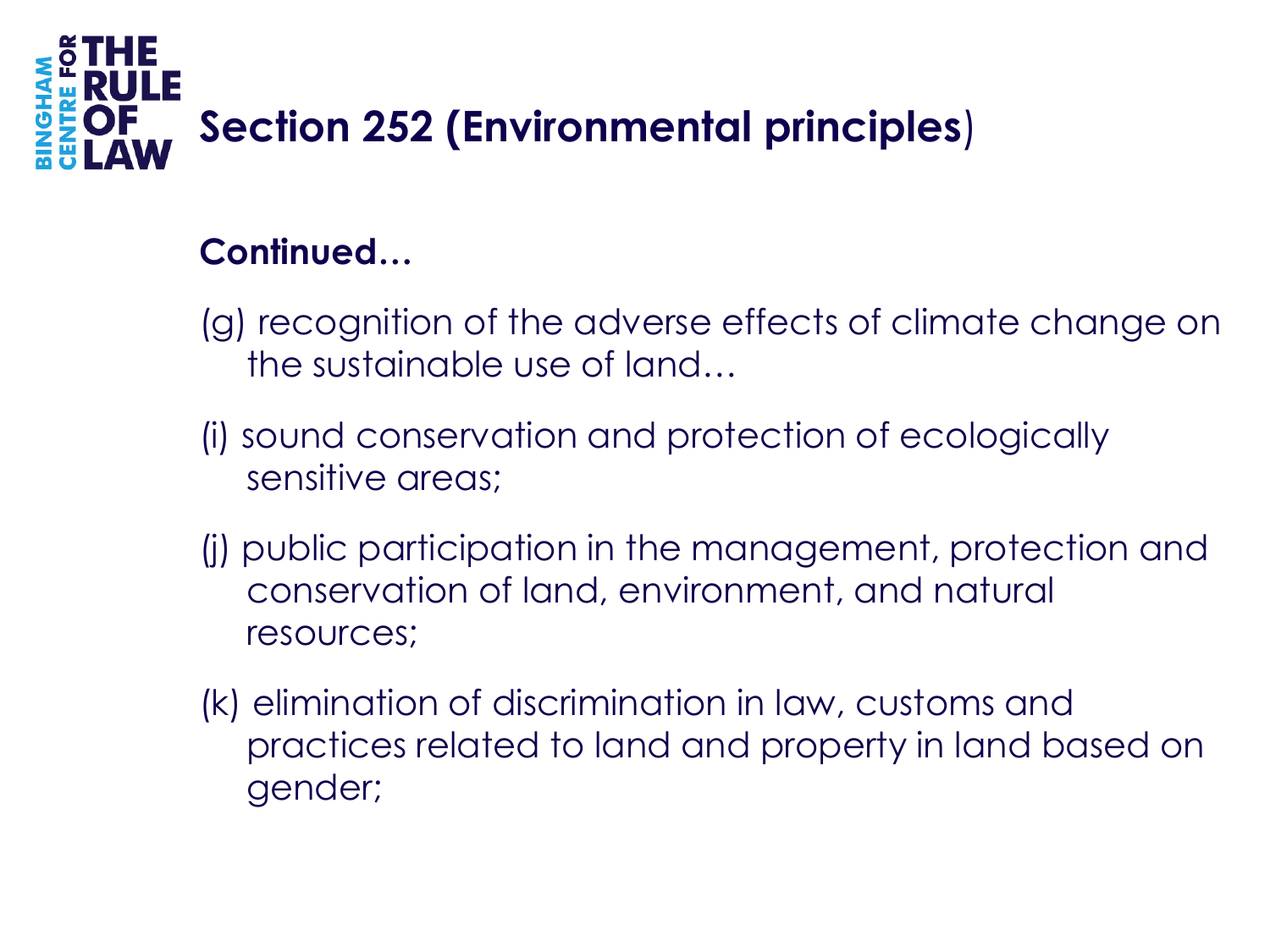# Section 252 (Environmental principles)

**Continued…**

(g) recognition of the adverse effects of climate change on the sustainable use of land…

(i) sound conservation and protection of ecologically sensitive areas;

(j) public participation in the management, protection and conservation of land, environment, and natural resources;

(k) elimination of discrimination in law, customs and practices related to land and property in land based on gender;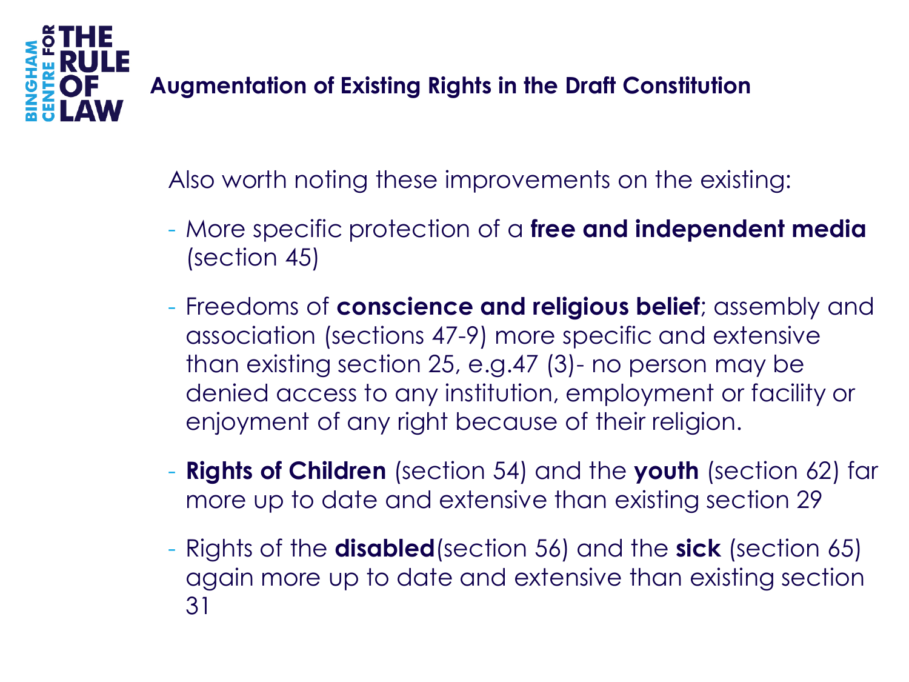## Augmentation of Existing Rights in the Draft Constitution

Also worth noting these improvements on the existing:

- More specific protection of a **free and independent media** (section 45)
- Freedoms of **conscience and religious belief**; assembly and association (sections 47-9) more specific and extensive than existing section 25, e.g.47 (3)- no person may be denied access to any institution, employment or facility or enjoyment of any right because of their religion.
- **Rights of Children** (section 54) and the **youth** (section 62) far more up to date and extensive than existing section 29
- Rights of the **disabled**(section 56) and the **sick** (section 65) again more up to date and extensive than existing section 31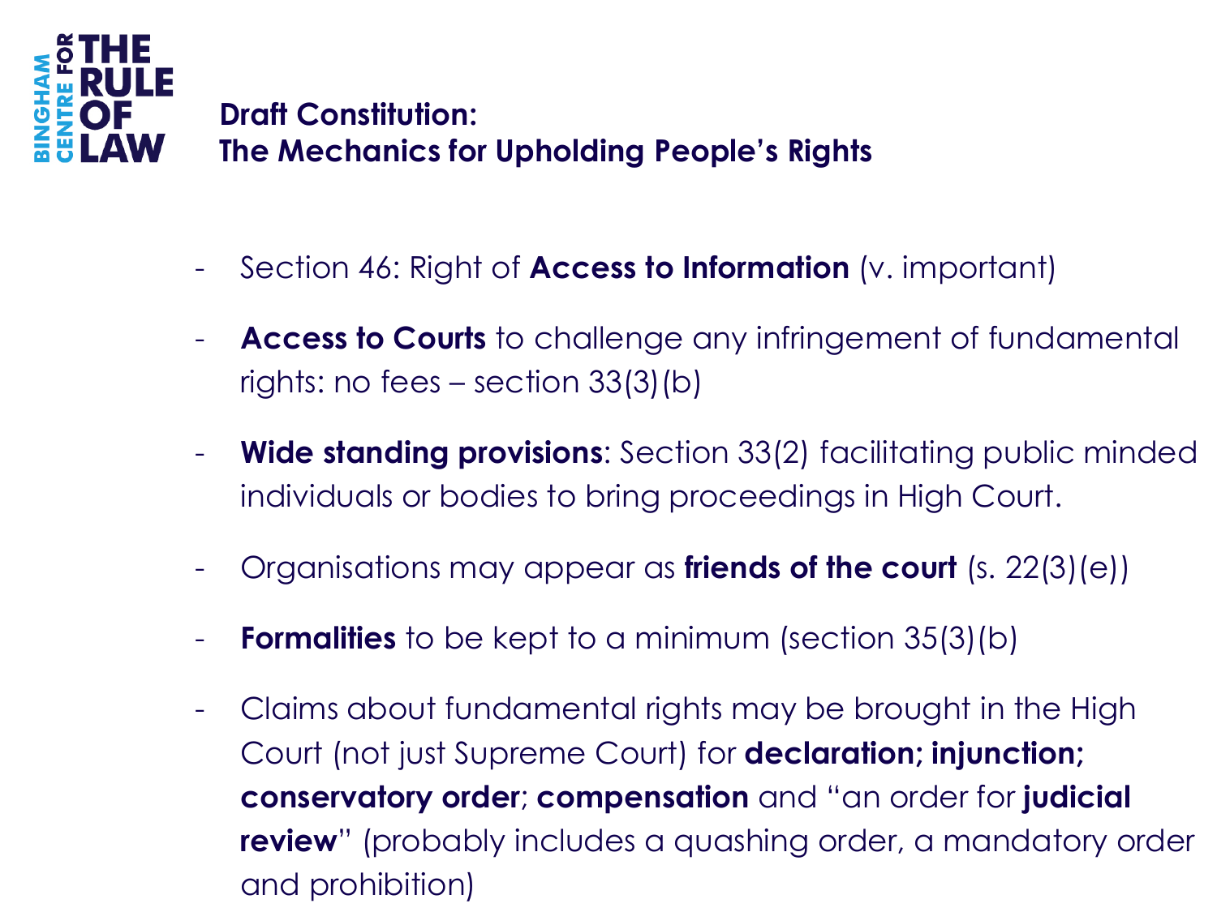## Draft Constitution: The Mechanics for Upholding People's Rights

- Section 46: Right of **Access to Information** (v. important)
- **Access to Courts** to challenge any infringement of fundamental rights: no fees – section 33(3)(b)
- **Wide standing provisions**: Section 33(2) facilitating public minded individuals or bodies to bring proceedings in High Court.
- Organisations may appear as **friends of the court** (s. 22(3)(e))
- **Formalities** to be kept to a minimum (section 35(3)(b)
- Claims about fundamental rights may be brought in the High Court (not just Supreme Court) for **declaration; injunction; conservatory order**; **compensation** and "an order for **judicial review**" (probably includes a quashing order, a mandatory order and prohibition)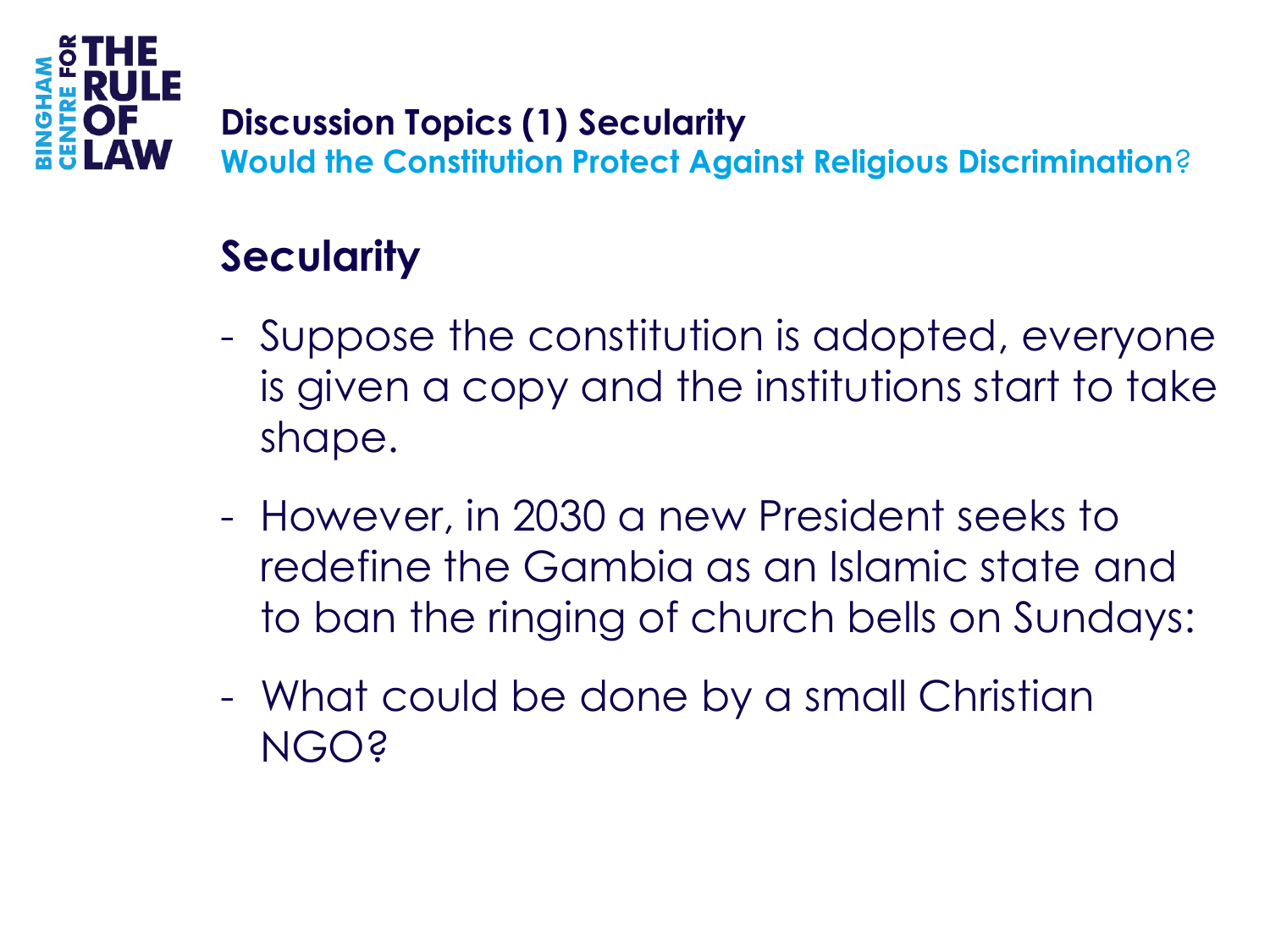## Discussion Topics (1) Secularity

**Would the Constitution Protect Against Religious Discrimination?**

### Secularity

- Suppose the constitution is adopted, everyone is given a copy and the institutions start to take shape.
- However, in 2030 a new President seeks to redefine the Gambia as an Islamic state and to ban the ringing of church bells on Sundays:
- What could be done by a small Christian NGO?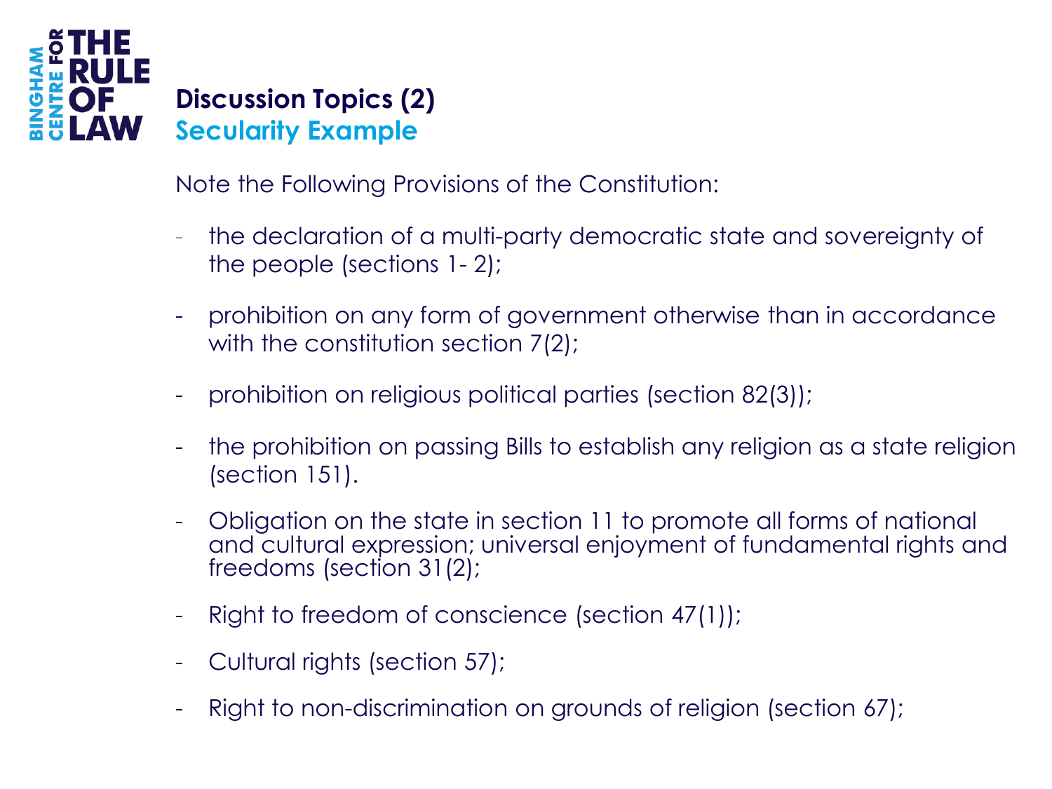## Discussion Topics (2)
### Secularity Example

Note the Following Provisions of the Constitution:

- the declaration of a multi-party democratic state and sovereignty of the people (sections 1- 2);
- prohibition on any form of government otherwise than in accordance with the constitution section 7(2);
- prohibition on religious political parties (section 82(3));
- the prohibition on passing Bills to establish any religion as a state religion (section 151).
- Obligation on the state in section 11 to promote all forms of national and cultural expression; universal enjoyment of fundamental rights and freedoms (section 31(2);
- Right to freedom of conscience (section 47(1));
- Cultural rights (section 57);
- Right to non-discrimination on grounds of religion (section 67);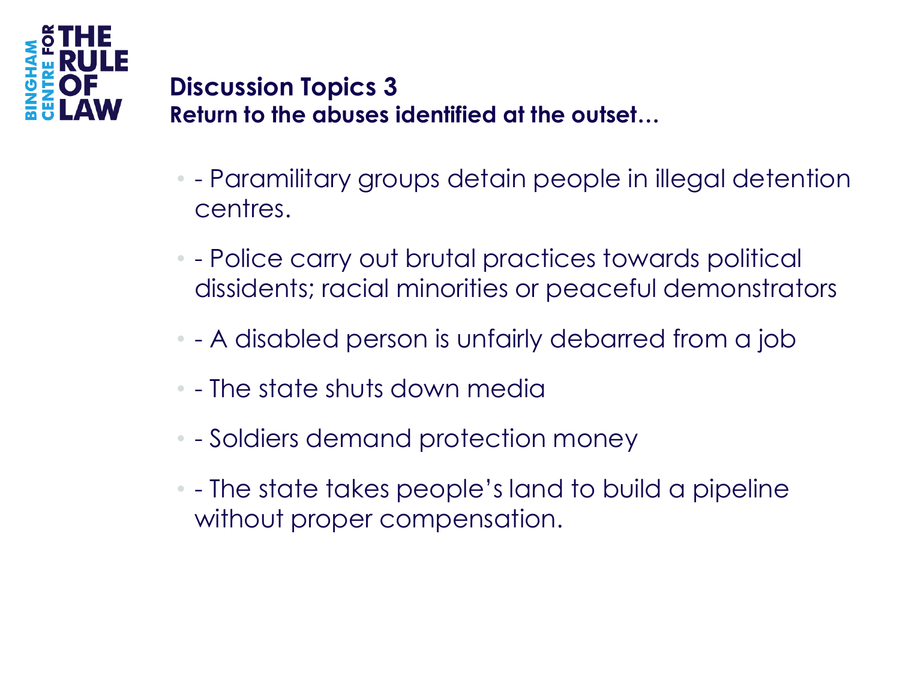## Discussion Topics 3

**Return to the abuses identified at the outset…**

- - Paramilitary groups detain people in illegal detention centres.
- - Police carry out brutal practices towards political dissidents; racial minorities or peaceful demonstrators
- - A disabled person is unfairly debarred from a job
- - The state shuts down media
- - Soldiers demand protection money
- - The state takes people's land to build a pipeline without proper compensation.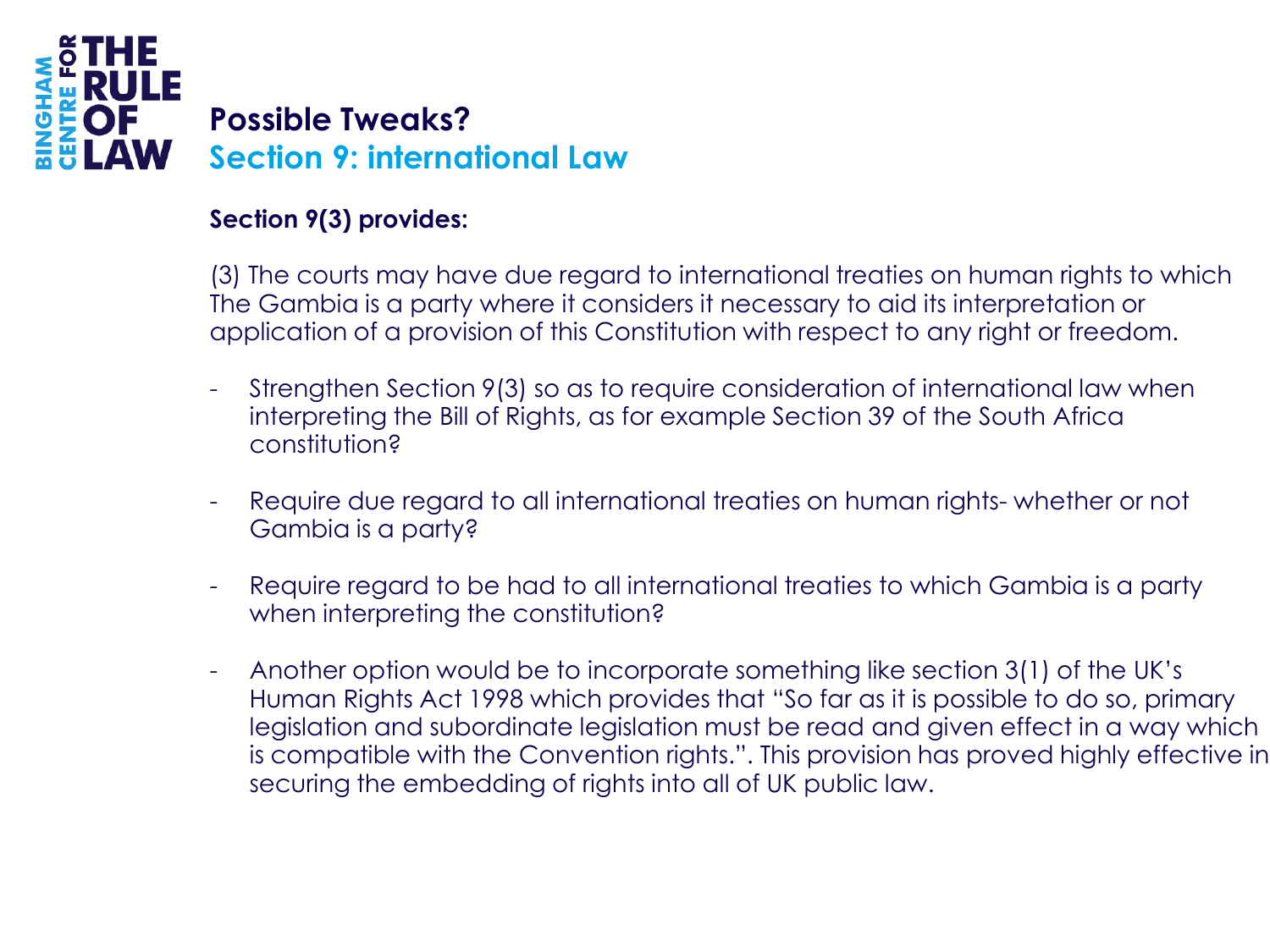# Possible Tweaks?

## Section 9: international Law

**Section 9(3) provides:**

(3) The courts may have due regard to international treaties on human rights to which The Gambia is a party where it considers it necessary to aid its interpretation or application of a provision of this Constitution with respect to any right or freedom.

- Strengthen Section 9(3) so as to require consideration of international law when interpreting the Bill of Rights, as for example Section 39 of the South Africa constitution?

- Require due regard to all international treaties on human rights- whether or not Gambia is a party?

- Require regard to be had to all international treaties to which Gambia is a party when interpreting the constitution?

- Another option would be to incorporate something like section 3(1) of the UK's Human Rights Act 1998 which provides that "So far as it is possible to do so, primary legislation and subordinate legislation must be read and given effect in a way which is compatible with the Convention rights.". This provision has proved highly effective in securing the embedding of rights into all of UK public law.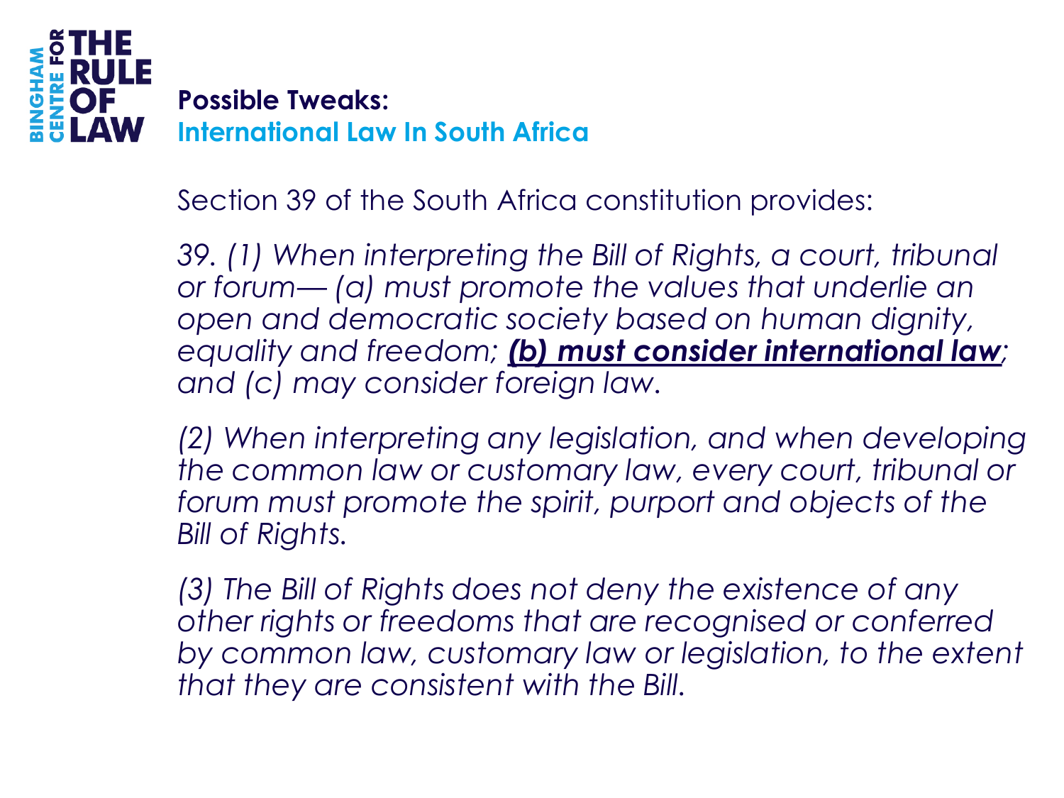## Possible Tweaks:

### International Law In South Africa

Section 39 of the South Africa constitution provides:

*39. (1) When interpreting the Bill of Rights, a court, tribunal or forum— (a) must promote the values that underlie an open and democratic society based on human dignity, equality and freedom;* ***(b) must consider international law****; and (c) may consider foreign law.*

*(2) When interpreting any legislation, and when developing the common law or customary law, every court, tribunal or forum must promote the spirit, purport and objects of the Bill of Rights.*

*(3) The Bill of Rights does not deny the existence of any other rights or freedoms that are recognised or conferred by common law, customary law or legislation, to the extent that they are consistent with the Bill.*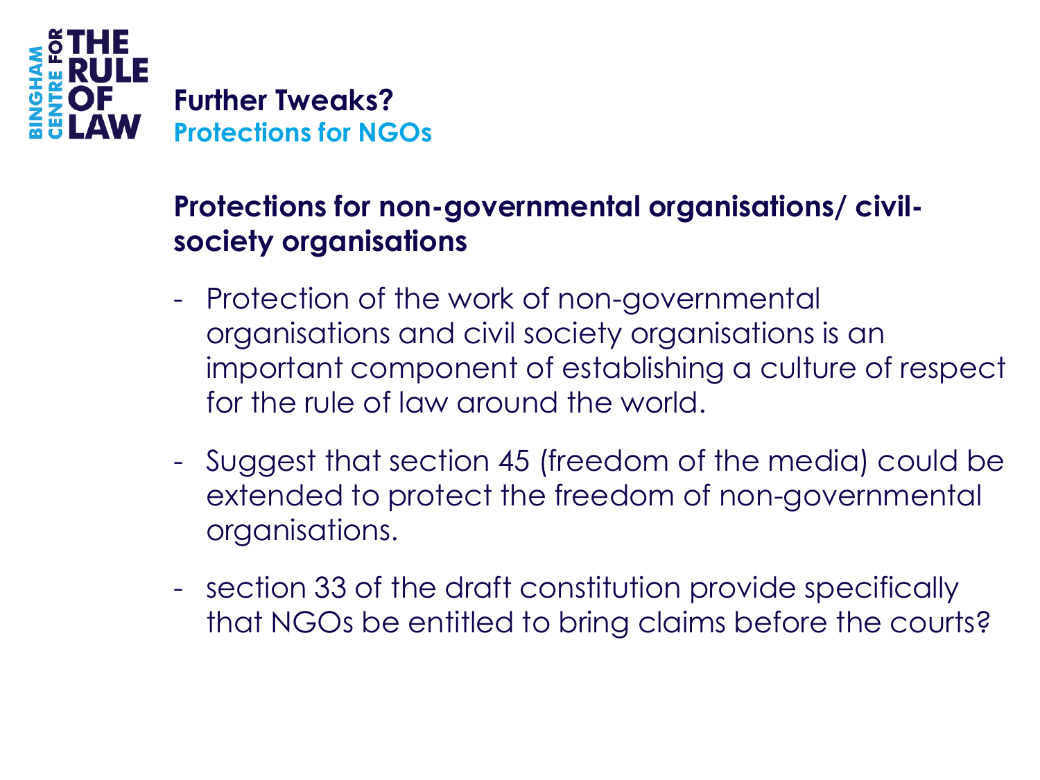## Further Tweaks?

### Protections for NGOs

**Protections for non-governmental organisations/ civil-society organisations**

- Protection of the work of non-governmental organisations and civil society organisations is an important component of establishing a culture of respect for the rule of law around the world.
- Suggest that section 45 (freedom of the media) could be extended to protect the freedom of non-governmental organisations.
- section 33 of the draft constitution provide specifically that NGOs be entitled to bring claims before the courts?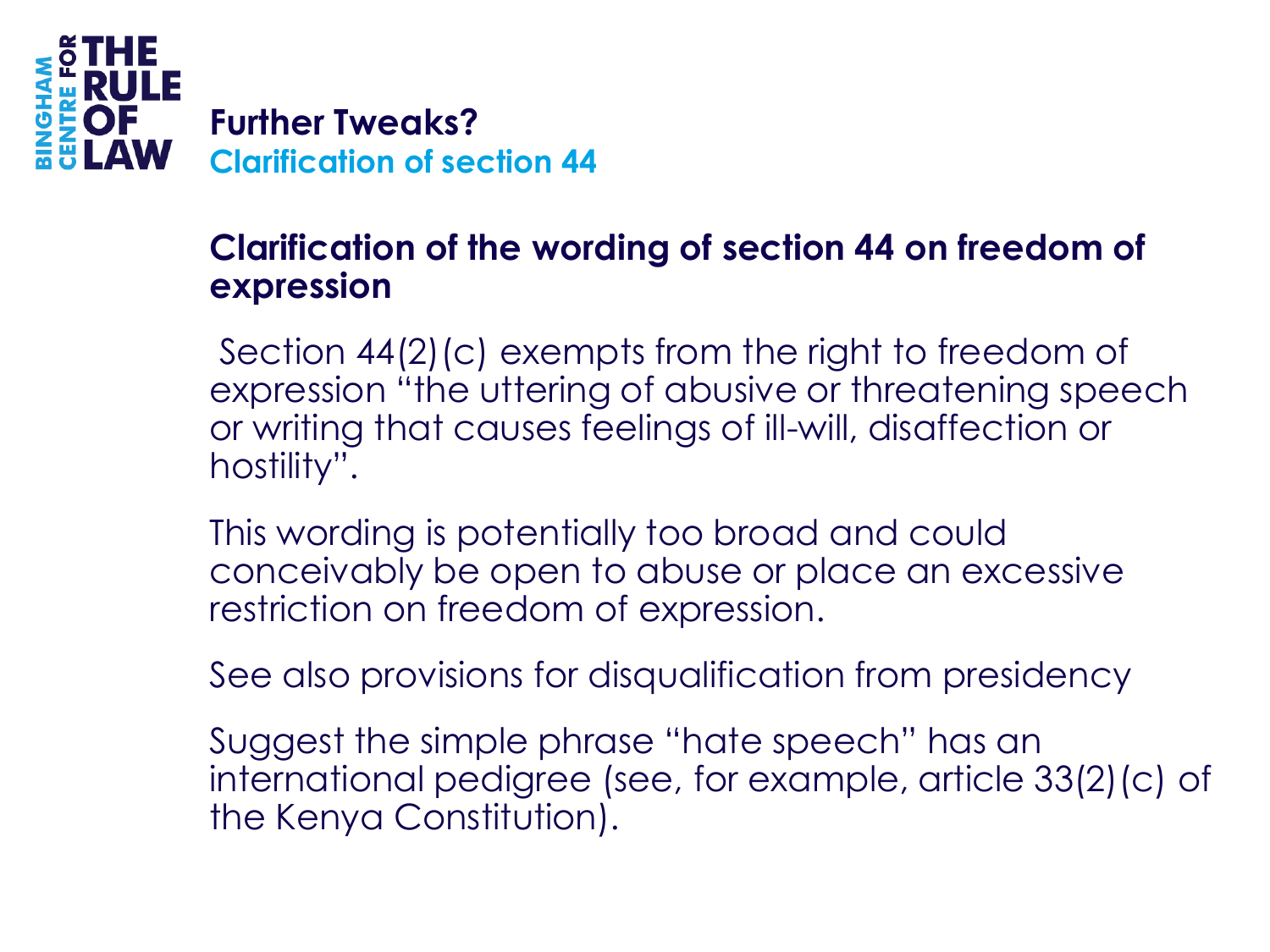## Further Tweaks?

### Clarification of section 44

**Clarification of the wording of section 44 on freedom of expression**

Section 44(2)(c) exempts from the right to freedom of expression "the uttering of abusive or threatening speech or writing that causes feelings of ill-will, disaffection or hostility".

This wording is potentially too broad and could conceivably be open to abuse or place an excessive restriction on freedom of expression.

See also provisions for disqualification from presidency

Suggest the simple phrase "hate speech" has an international pedigree (see, for example, article 33(2)(c) of the Kenya Constitution).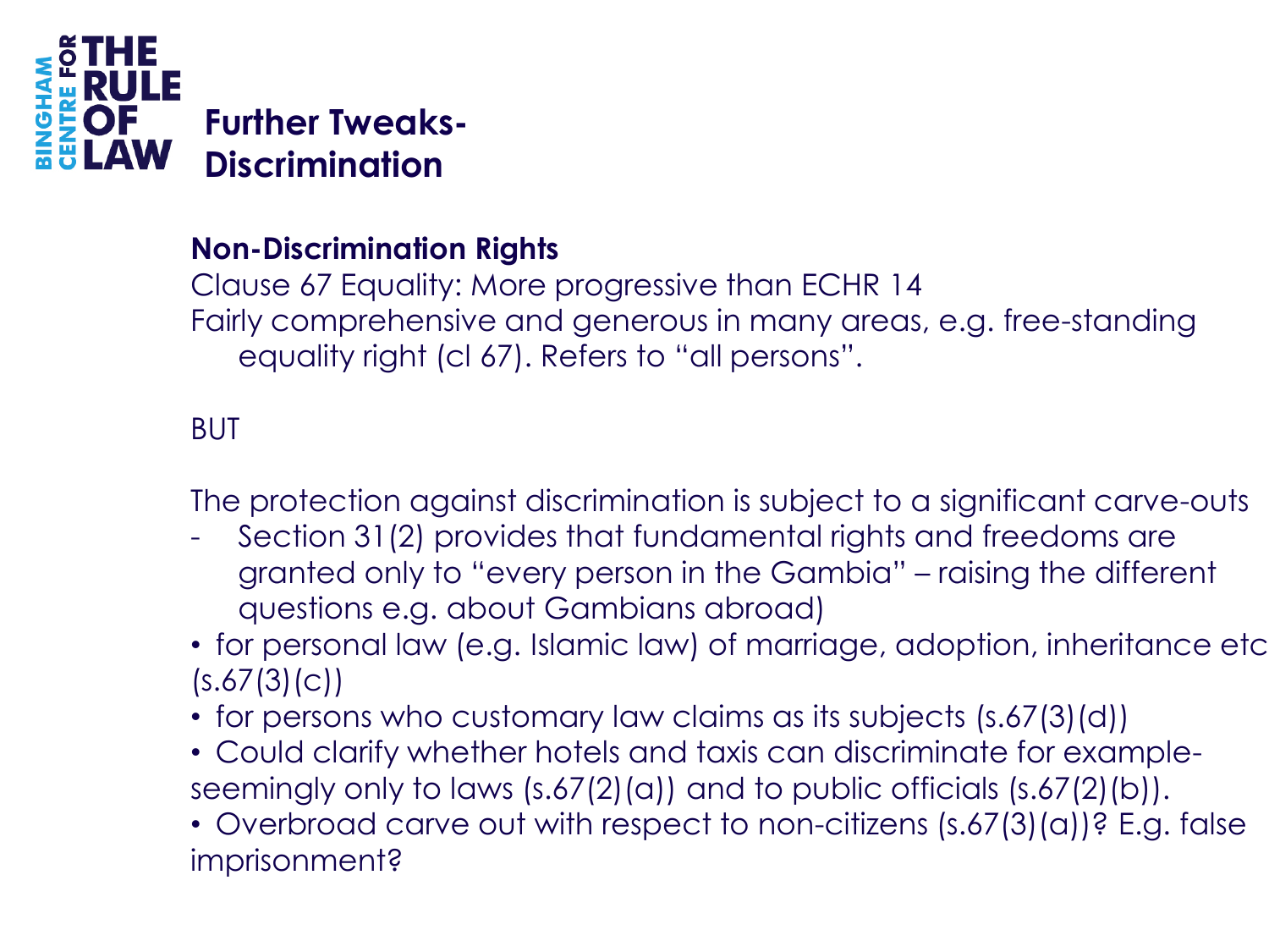# Further Tweaks- Discrimination

**Non-Discrimination Rights**

Clause 67 Equality: More progressive than ECHR 14

Fairly comprehensive and generous in many areas, e.g. free-standing equality right (cl 67). Refers to "all persons".

BUT

The protection against discrimination is subject to a significant carve-outs

- Section 31(2) provides that fundamental rights and freedoms are granted only to "every person in the Gambia" – raising the different questions e.g. about Gambians abroad)
- for personal law (e.g. Islamic law) of marriage, adoption, inheritance etc (s.67(3)(c))
- for persons who customary law claims as its subjects (s.67(3)(d))
- Could clarify whether hotels and taxis can discriminate for example- seemingly only to laws (s.67(2)(a)) and to public officials (s.67(2)(b)).
- Overbroad carve out with respect to non-citizens (s.67(3)(a))? E.g. false imprisonment?